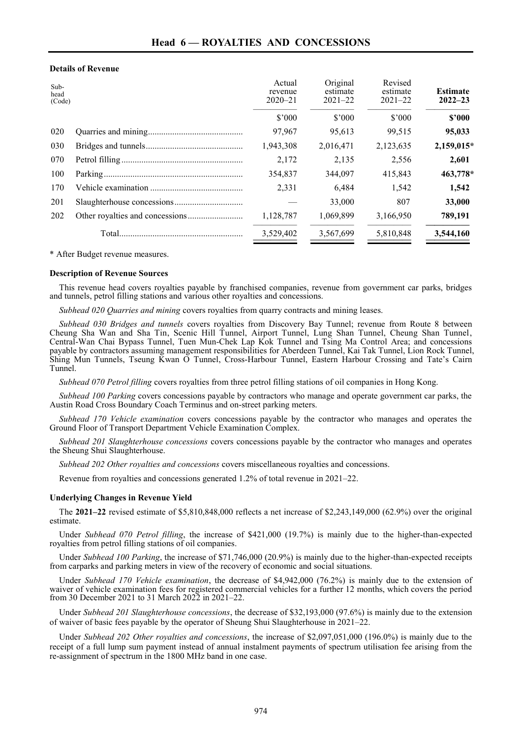# Head 6 — ROYALTIES AND CONCESSIONS

**Details of Revenue**

| Sub-head (Code) | | Actual revenue 2020–21 | Original estimate 2021–22 | Revised estimate 2021–22 | **Estimate 2022–23** |
|---|---|---|---|---|---|
| | | $'000 | $'000 | $'000 | **$'000** |
| 020 | Quarries and mining | 97,967 | 95,613 | 99,515 | **95,033** |
| 030 | Bridges and tunnels | 1,943,308 | 2,016,471 | 2,123,635 | **2,159,015*** |
| 070 | Petrol filling | 2,172 | 2,135 | 2,556 | **2,601** |
| 100 | Parking | 354,837 | 344,097 | 415,843 | **463,778*** |
| 170 | Vehicle examination | 2,331 | 6,484 | 1,542 | **1,542** |
| 201 | Slaughterhouse concessions | — | 33,000 | 807 | **33,000** |
| 202 | Other royalties and concessions | 1,128,787 | 1,069,899 | 3,166,950 | **789,191** |
| | Total | 3,529,402 | 3,567,699 | 5,810,848 | **3,544,160** |

* After Budget revenue measures.

**Description of Revenue Sources**

This revenue head covers royalties payable by franchised companies, revenue from government car parks, bridges and tunnels, petrol filling stations and various other royalties and concessions.

*Subhead 020 Quarries and mining* covers royalties from quarry contracts and mining leases.

*Subhead 030 Bridges and tunnels* covers royalties from Discovery Bay Tunnel; revenue from Route 8 between Cheung Sha Wan and Sha Tin, Scenic Hill Tunnel, Airport Tunnel, Lung Shan Tunnel, Cheung Shan Tunnel, Central-Wan Chai Bypass Tunnel, Tuen Mun-Chek Lap Kok Tunnel and Tsing Ma Control Area; and concessions payable by contractors assuming management responsibilities for Aberdeen Tunnel, Kai Tak Tunnel, Lion Rock Tunnel, Shing Mun Tunnels, Tseung Kwan O Tunnel, Cross-Harbour Tunnel, Eastern Harbour Crossing and Tate's Cairn Tunnel.

*Subhead 070 Petrol filling* covers royalties from three petrol filling stations of oil companies in Hong Kong.

*Subhead 100 Parking* covers concessions payable by contractors who manage and operate government car parks, the Austin Road Cross Boundary Coach Terminus and on-street parking meters.

*Subhead 170 Vehicle examination* covers concessions payable by the contractor who manages and operates the Ground Floor of Transport Department Vehicle Examination Complex.

*Subhead 201 Slaughterhouse concessions* covers concessions payable by the contractor who manages and operates the Sheung Shui Slaughterhouse.

*Subhead 202 Other royalties and concessions* covers miscellaneous royalties and concessions.

Revenue from royalties and concessions generated 1.2% of total revenue in 2021–22.

**Underlying Changes in Revenue Yield**

The **2021–22** revised estimate of $5,810,848,000 reflects a net increase of $2,243,149,000 (62.9%) over the original estimate.

Under *Subhead 070 Petrol filling*, the increase of $421,000 (19.7%) is mainly due to the higher-than-expected royalties from petrol filling stations of oil companies.

Under *Subhead 100 Parking*, the increase of $71,746,000 (20.9%) is mainly due to the higher-than-expected receipts from carparks and parking meters in view of the recovery of economic and social situations.

Under *Subhead 170 Vehicle examination*, the decrease of $4,942,000 (76.2%) is mainly due to the extension of waiver of vehicle examination fees for registered commercial vehicles for a further 12 months, which covers the period from 30 December 2021 to 31 March 2022 in 2021–22.

Under *Subhead 201 Slaughterhouse concessions*, the decrease of $32,193,000 (97.6%) is mainly due to the extension of waiver of basic fees payable by the operator of Sheung Shui Slaughterhouse in 2021–22.

Under *Subhead 202 Other royalties and concessions*, the increase of $2,097,051,000 (196.0%) is mainly due to the receipt of a full lump sum payment instead of annual instalment payments of spectrum utilisation fee arising from the re-assignment of spectrum in the 1800 MHz band in one case.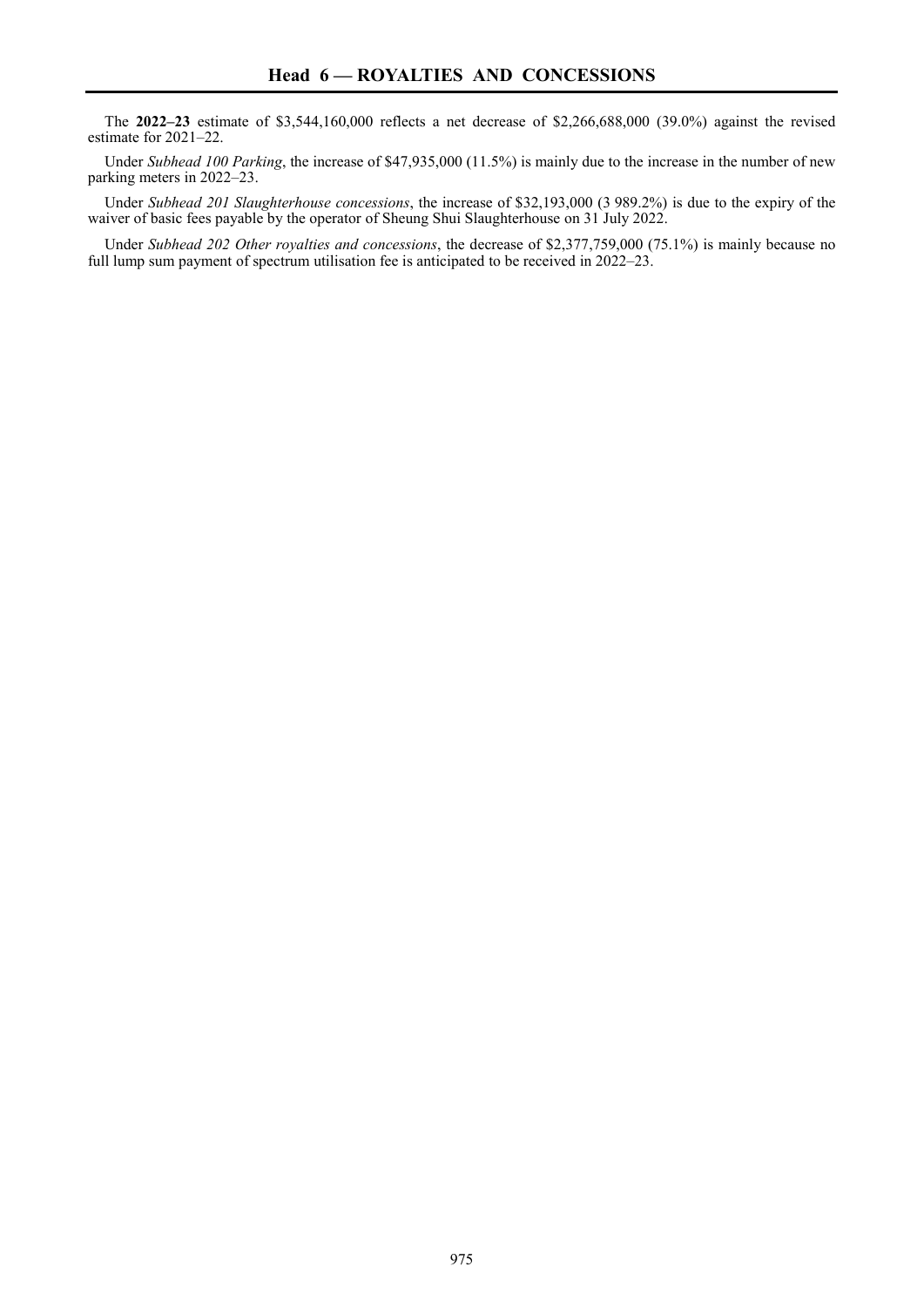# Head 6 — ROYALTIES AND CONCESSIONS

The **2022–23** estimate of $3,544,160,000 reflects a net decrease of $2,266,688,000 (39.0%) against the revised estimate for 2021–22.

Under *Subhead 100 Parking*, the increase of $47,935,000 (11.5%) is mainly due to the increase in the number of new parking meters in 2022–23.

Under *Subhead 201 Slaughterhouse concessions*, the increase of $32,193,000 (3 989.2%) is due to the expiry of the waiver of basic fees payable by the operator of Sheung Shui Slaughterhouse on 31 July 2022.

Under *Subhead 202 Other royalties and concessions*, the decrease of $2,377,759,000 (75.1%) is mainly because no full lump sum payment of spectrum utilisation fee is anticipated to be received in 2022–23.